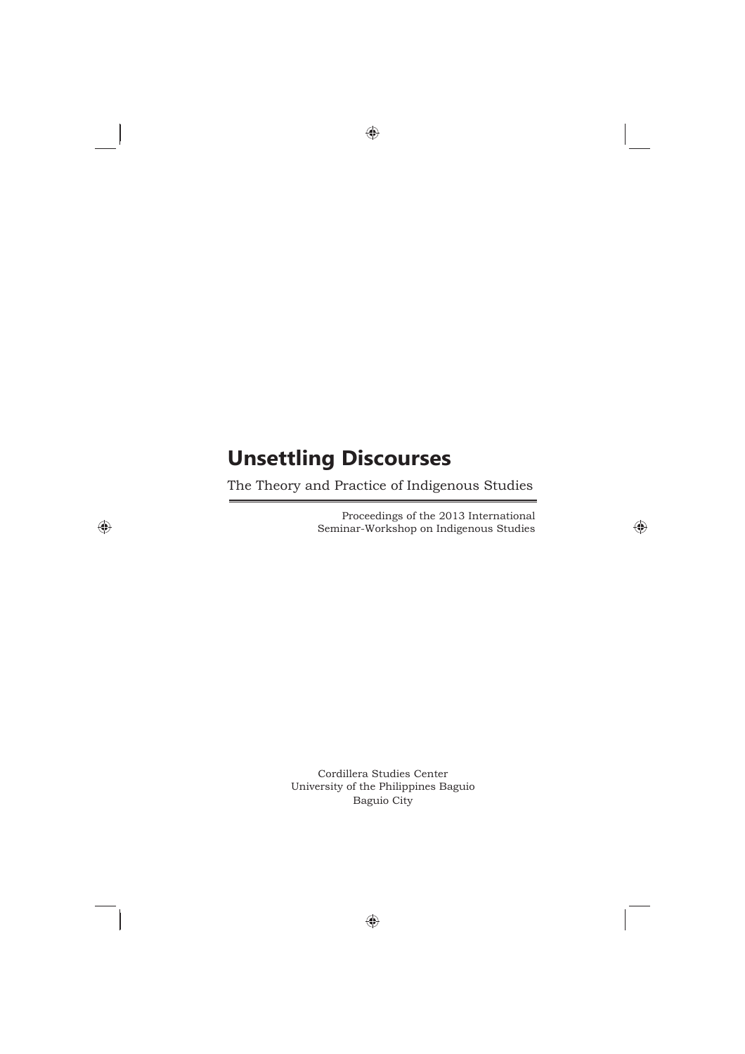# Unsettling Discourses

## The Theory and Practice of Indigenous Studies

Proceedings of the 2013 International
Seminar-Workshop on Indigenous Studies

Cordillera Studies Center
University of the Philippines Baguio
Baguio City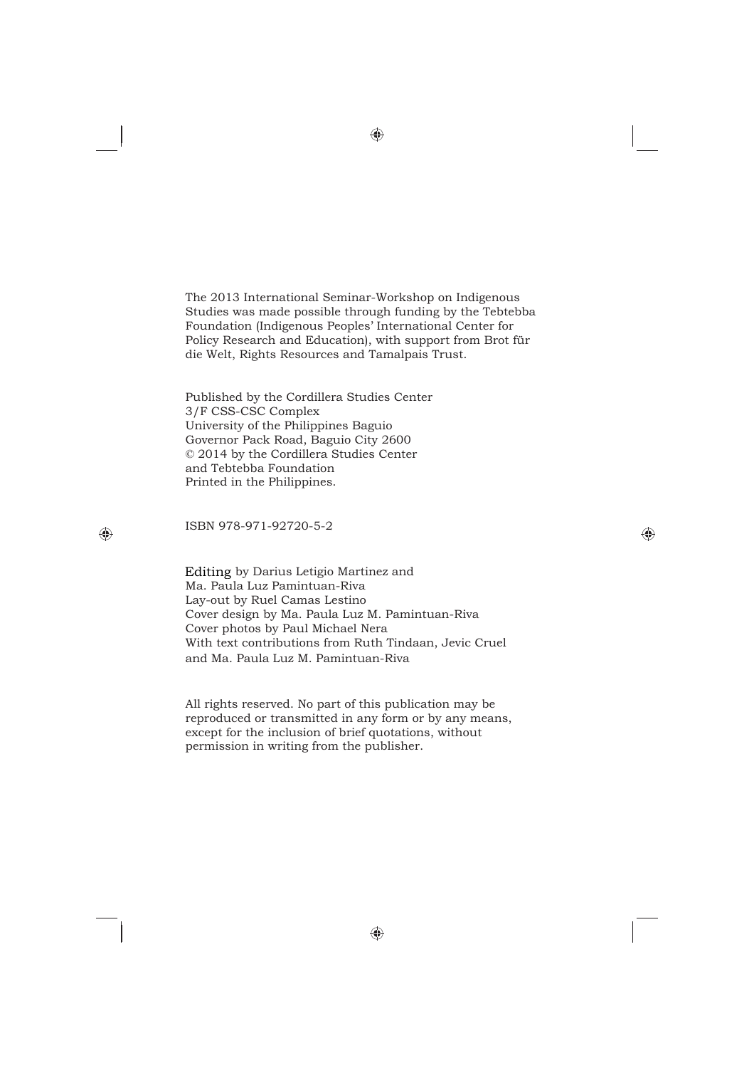The 2013 International Seminar-Workshop on Indigenous Studies was made possible through funding by the Tebtebba Foundation (Indigenous Peoples' International Center for Policy Research and Education), with support from Brot für die Welt, Rights Resources and Tamalpais Trust.

Published by the Cordillera Studies Center
3/F CSS-CSC Complex
University of the Philippines Baguio
Governor Pack Road, Baguio City 2600
© 2014 by the Cordillera Studies Center
and Tebtebba Foundation
Printed in the Philippines.

ISBN 978-971-92720-5-2

Editing by Darius Letigio Martinez and
Ma. Paula Luz Pamintuan-Riva
Lay-out by Ruel Camas Lestino
Cover design by Ma. Paula Luz M. Pamintuan-Riva
Cover photos by Paul Michael Nera
With text contributions from Ruth Tindaan, Jevic Cruel
and Ma. Paula Luz M. Pamintuan-Riva

All rights reserved. No part of this publication may be reproduced or transmitted in any form or by any means, except for the inclusion of brief quotations, without permission in writing from the publisher.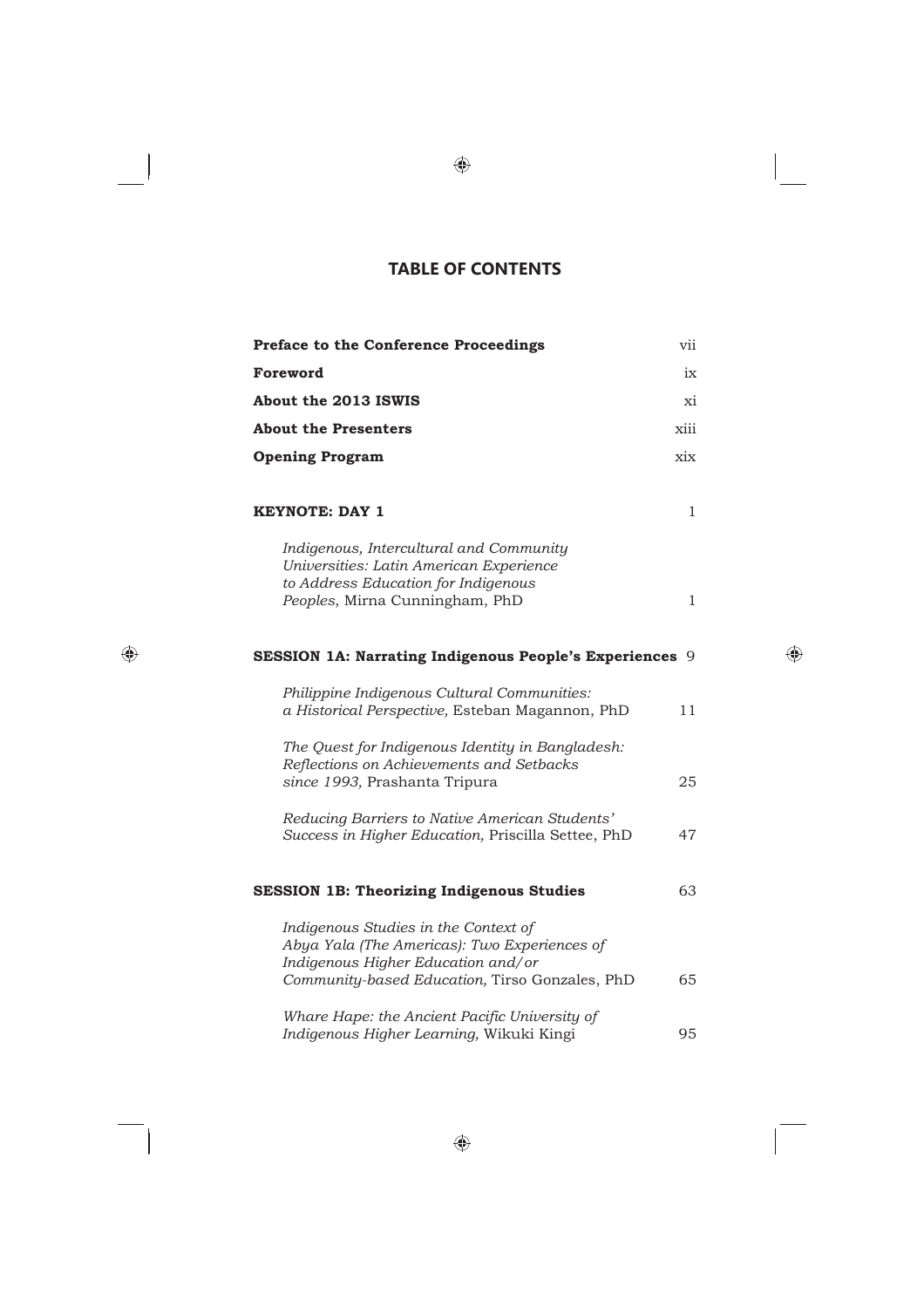# TABLE OF CONTENTS

| | |
|---|---|
| **Preface to the Conference Proceedings** | vii |
| **Foreword** | ix |
| **About the 2013 ISWIS** | xi |
| **About the Presenters** | xiii |
| **Opening Program** | xix |
| **KEYNOTE: DAY 1** | 1 |
| *Indigenous, Intercultural and Community Universities: Latin American Experience to Address Education for Indigenous Peoples*, Mirna Cunningham, PhD | 1 |
| **SESSION 1A: Narrating Indigenous People's Experiences** | 9 |
| *Philippine Indigenous Cultural Communities: a Historical Perspective,* Esteban Magannon, PhD | 11 |
| *The Quest for Indigenous Identity in Bangladesh: Reflections on Achievements and Setbacks since 1993,* Prashanta Tripura | 25 |
| *Reducing Barriers to Native American Students' Success in Higher Education,* Priscilla Settee, PhD | 47 |
| **SESSION 1B: Theorizing Indigenous Studies** | 63 |
| *Indigenous Studies in the Context of Abya Yala (The Americas): Two Experiences of Indigenous Higher Education and/or Community-based Education,* Tirso Gonzales, PhD | 65 |
| *Whare Hape: the Ancient Pacific University of Indigenous Higher Learning,* Wikuki Kingi | 95 |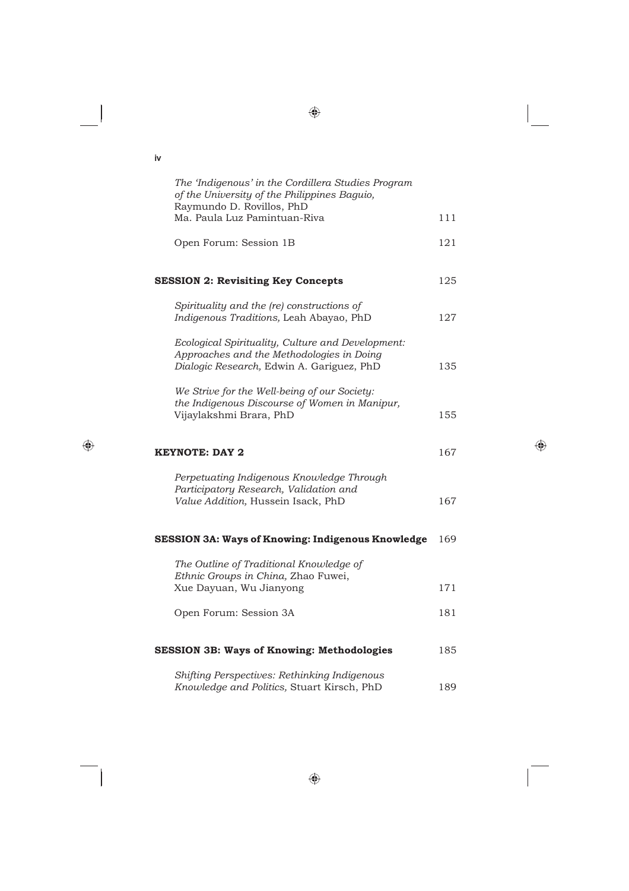| | |
|---|---|
| *The 'Indigenous' in the Cordillera Studies Program of the University of the Philippines Baguio,* Raymundo D. Rovillos, PhD Ma. Paula Luz Pamintuan-Riva | 111 |
| Open Forum: Session 1B | 121 |
| **SESSION 2: Revisiting Key Concepts** | 125 |
| *Spirituality and the (re) constructions of Indigenous Traditions,* Leah Abayao, PhD | 127 |
| *Ecological Spirituality, Culture and Development: Approaches and the Methodologies in Doing Dialogic Research,* Edwin A. Gariguez, PhD | 135 |
| *We Strive for the Well-being of our Society: the Indigenous Discourse of Women in Manipur,* Vijaylakshmi Brara, PhD | 155 |
| **KEYNOTE: DAY 2** | 167 |
| *Perpetuating Indigenous Knowledge Through Participatory Research, Validation and Value Addition,* Hussein Isack, PhD | 167 |
| **SESSION 3A: Ways of Knowing: Indigenous Knowledge** | 169 |
| *The Outline of Traditional Knowledge of Ethnic Groups in China,* Zhao Fuwei, Xue Dayuan, Wu Jianyong | 171 |
| Open Forum: Session 3A | 181 |
| **SESSION 3B: Ways of Knowing: Methodologies** | 185 |
| *Shifting Perspectives: Rethinking Indigenous Knowledge and Politics,* Stuart Kirsch, PhD | 189 |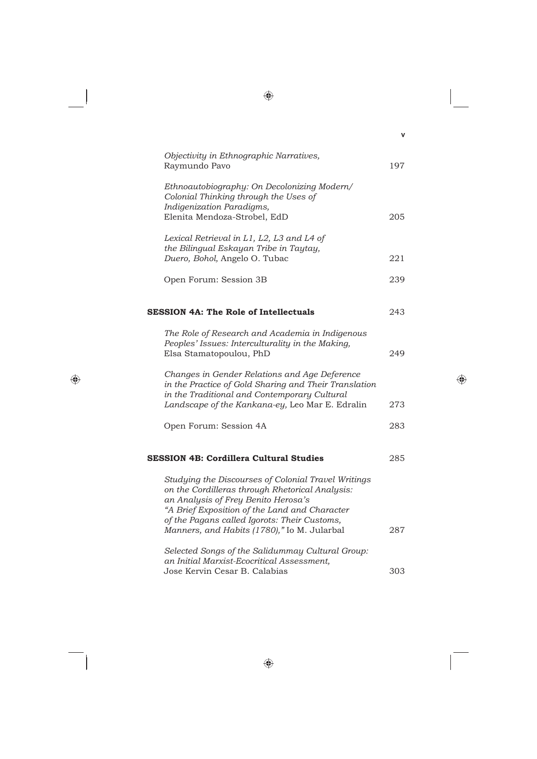*Objectivity in Ethnographic Narratives,*
Raymundo Pavo 197

*Ethnoautobiography: On Decolonizing Modern/ Colonial Thinking through the Uses of Indigenization Paradigms,*
Elenita Mendoza-Strobel, EdD 205

*Lexical Retrieval in L1, L2, L3 and L4 of the Bilingual Eskayan Tribe in Taytay, Duero, Bohol,* Angelo O. Tubac 221

Open Forum: Session 3B 239

**SESSION 4A: The Role of Intellectuals** 243

*The Role of Research and Academia in Indigenous Peoples' Issues: Interculturality in the Making,*
Elsa Stamatopoulou, PhD 249

*Changes in Gender Relations and Age Deference in the Practice of Gold Sharing and Their Translation in the Traditional and Contemporary Cultural Landscape of the Kankana-ey,* Leo Mar E. Edralin 273

Open Forum: Session 4A 283

**SESSION 4B: Cordillera Cultural Studies** 285

*Studying the Discourses of Colonial Travel Writings on the Cordilleras through Rhetorical Analysis: an Analysis of Frey Benito Herosa's "A Brief Exposition of the Land and Character of the Pagans called Igorots: Their Customs, Manners, and Habits (1780),"* Io M. Jularbal 287

*Selected Songs of the Salidummay Cultural Group: an Initial Marxist-Ecocritical Assessment,*
Jose Kervin Cesar B. Calabias 303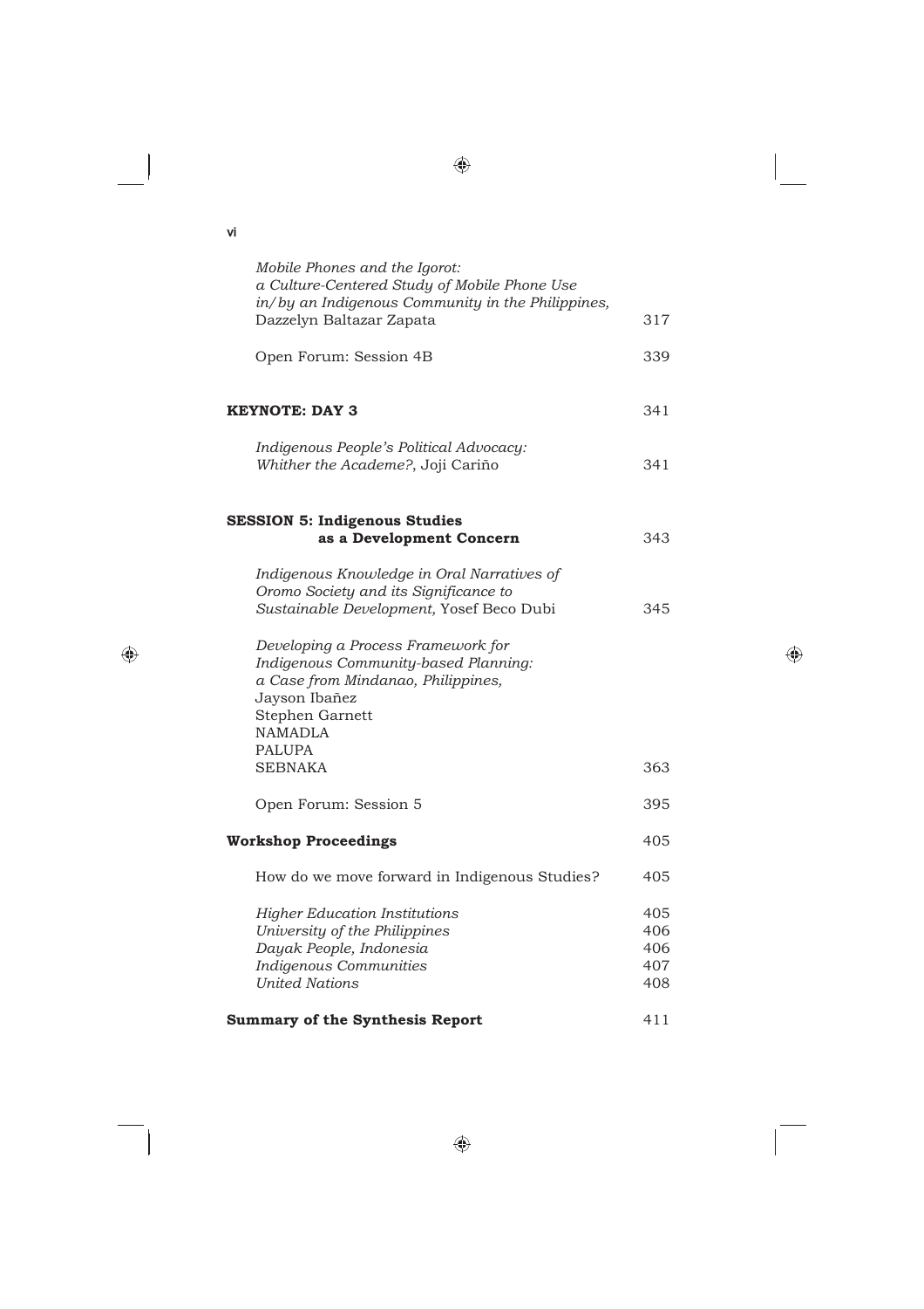*Mobile Phones and the Igorot: a Culture-Centered Study of Mobile Phone Use in/by an Indigenous Community in the Philippines,* Dazzelyn Baltazar Zapata 317

Open Forum: Session 4B 339

**KEYNOTE: DAY 3** 341

*Indigenous People's Political Advocacy: Whither the Academe?*, Joji Cariño 341

**SESSION 5: Indigenous Studies as a Development Concern** 343

*Indigenous Knowledge in Oral Narratives of Oromo Society and its Significance to Sustainable Development,* Yosef Beco Dubi 345

*Developing a Process Framework for Indigenous Community-based Planning: a Case from Mindanao, Philippines,*
Jayson Ibañez
Stephen Garnett
NAMADLA
PALUPA
SEBNAKA 363

Open Forum: Session 5 395

**Workshop Proceedings** 405

How do we move forward in Indigenous Studies? 405

*Higher Education Institutions* 405
*University of the Philippines* 406
*Dayak People, Indonesia* 406
*Indigenous Communities* 407
*United Nations* 408

**Summary of the Synthesis Report** 411